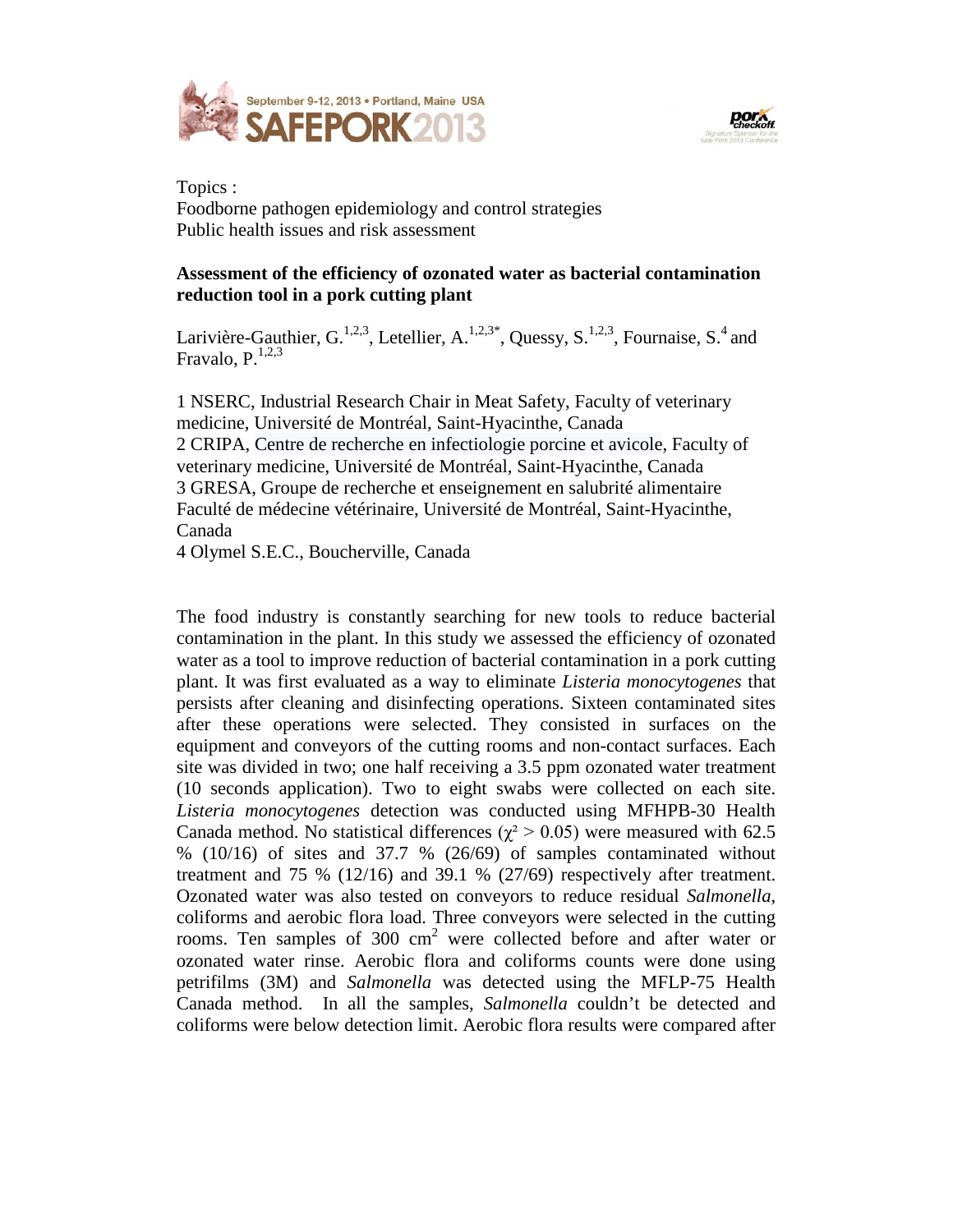Topics :
Foodborne pathogen epidemiology and control strategies
Public health issues and risk assessment

**Assessment of the efficiency of ozonated water as bacterial contamination reduction tool in a pork cutting plant**

Larivière-Gauthier, G.[1,2,3], Letellier, A.[1,2,3*], Quessy, S.[1,2,3], Fournaise, S.[4] and Fravalo, P.[1,2,3]

1 NSERC, Industrial Research Chair in Meat Safety, Faculty of veterinary medicine, Université de Montréal, Saint-Hyacinthe, Canada
2 CRIPA, Centre de recherche en infectiologie porcine et avicole, Faculty of veterinary medicine, Université de Montréal, Saint-Hyacinthe, Canada
3 GRESA, Groupe de recherche et enseignement en salubrité alimentaire Faculté de médecine vétérinaire, Université de Montréal, Saint-Hyacinthe, Canada
4 Olymel S.E.C., Boucherville, Canada

The food industry is constantly searching for new tools to reduce bacterial contamination in the plant. In this study we assessed the efficiency of ozonated water as a tool to improve reduction of bacterial contamination in a pork cutting plant. It was first evaluated as a way to eliminate *Listeria monocytogenes* that persists after cleaning and disinfecting operations. Sixteen contaminated sites after these operations were selected. They consisted in surfaces on the equipment and conveyors of the cutting rooms and non-contact surfaces. Each site was divided in two; one half receiving a 3.5 ppm ozonated water treatment (10 seconds application). Two to eight swabs were collected on each site. *Listeria monocytogenes* detection was conducted using MFHPB-30 Health Canada method. No statistical differences ($\chi^2 > 0.05$) were measured with 62.5 % (10/16) of sites and 37.7 % (26/69) of samples contaminated without treatment and 75 % (12/16) and 39.1 % (27/69) respectively after treatment. Ozonated water was also tested on conveyors to reduce residual *Salmonella*, coliforms and aerobic flora load. Three conveyors were selected in the cutting rooms. Ten samples of 300 cm$^2$ were collected before and after water or ozonated water rinse. Aerobic flora and coliforms counts were done using petrifilms (3M) and *Salmonella* was detected using the MFLP-75 Health Canada method. In all the samples, *Salmonella* couldn't be detected and coliforms were below detection limit. Aerobic flora results were compared after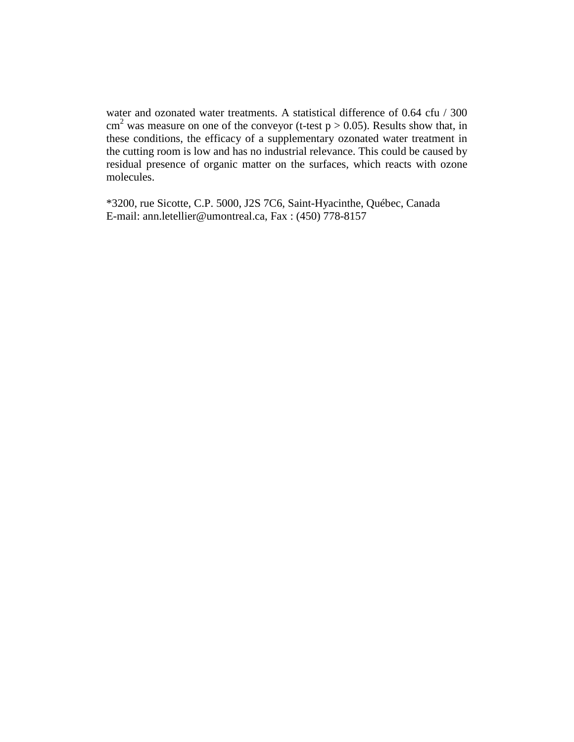water and ozonated water treatments. A statistical difference of 0.64 cfu / 300 $cm^2$ was measure on one of the conveyor (t-test $p > 0.05$). Results show that, in these conditions, the efficacy of a supplementary ozonated water treatment in the cutting room is low and has no industrial relevance. This could be caused by residual presence of organic matter on the surfaces, which reacts with ozone molecules.

*3200, rue Sicotte, C.P. 5000, J2S 7C6, Saint-Hyacinthe, Québec, Canada
E-mail: ann.letellier@umontreal.ca, Fax : (450) 778-8157